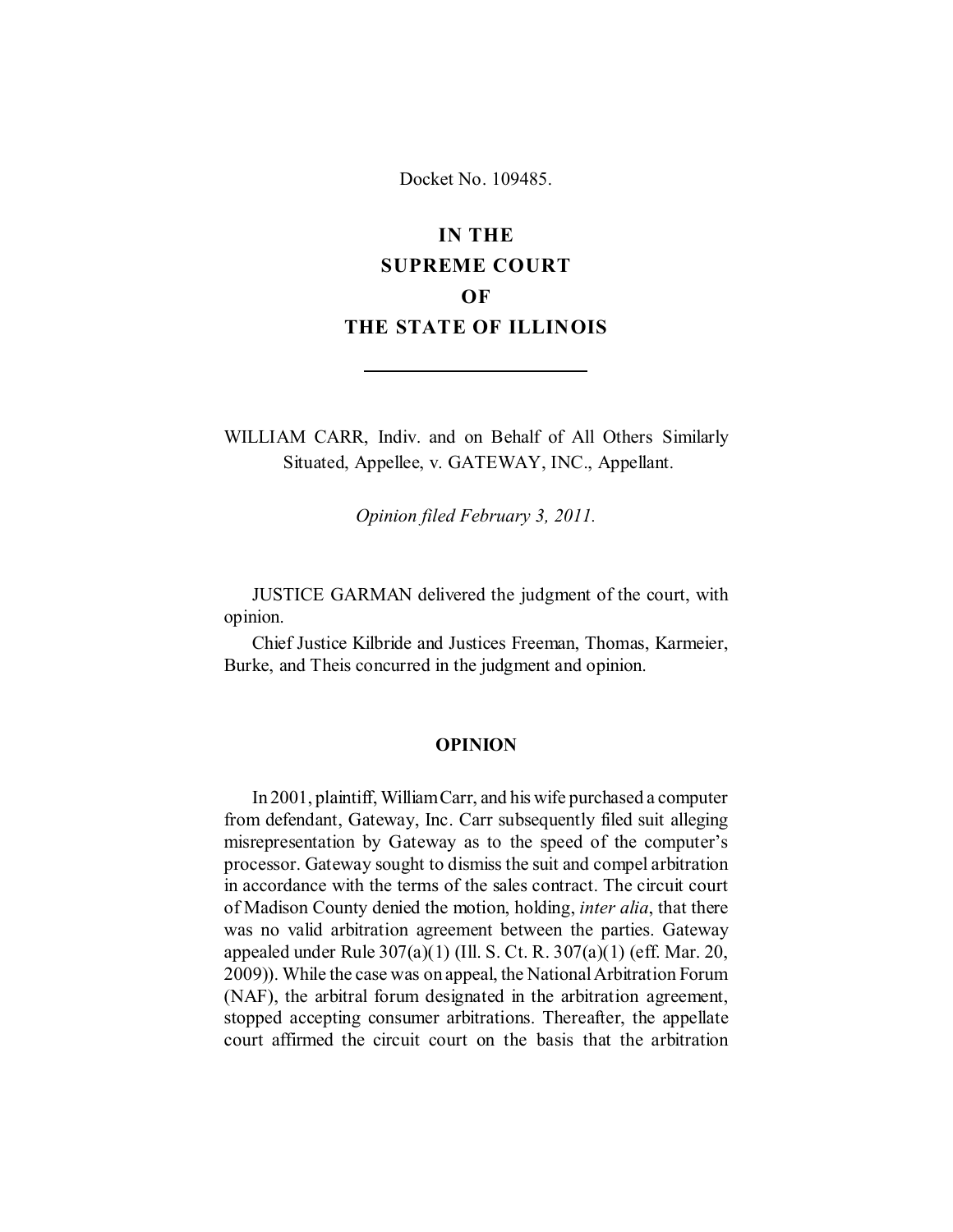Docket No. 109485.

# IN THE SUPREME COURT OF THE STATE OF ILLINOIS

---

WILLIAM CARR, Indiv. and on Behalf of All Others Similarly Situated, Appellee, v. GATEWAY, INC., Appellant.

*Opinion filed February 3, 2011.*

JUSTICE GARMAN delivered the judgment of the court, with opinion.

Chief Justice Kilbride and Justices Freeman, Thomas, Karmeier, Burke, and Theis concurred in the judgment and opinion.

## OPINION

In 2001, plaintiff, William Carr, and his wife purchased a computer from defendant, Gateway, Inc. Carr subsequently filed suit alleging misrepresentation by Gateway as to the speed of the computer's processor. Gateway sought to dismiss the suit and compel arbitration in accordance with the terms of the sales contract. The circuit court of Madison County denied the motion, holding, *inter alia*, that there was no valid arbitration agreement between the parties. Gateway appealed under Rule 307(a)(1) (Ill. S. Ct. R. 307(a)(1) (eff. Mar. 20, 2009)). While the case was on appeal, the National Arbitration Forum (NAF), the arbitral forum designated in the arbitration agreement, stopped accepting consumer arbitrations. Thereafter, the appellate court affirmed the circuit court on the basis that the arbitration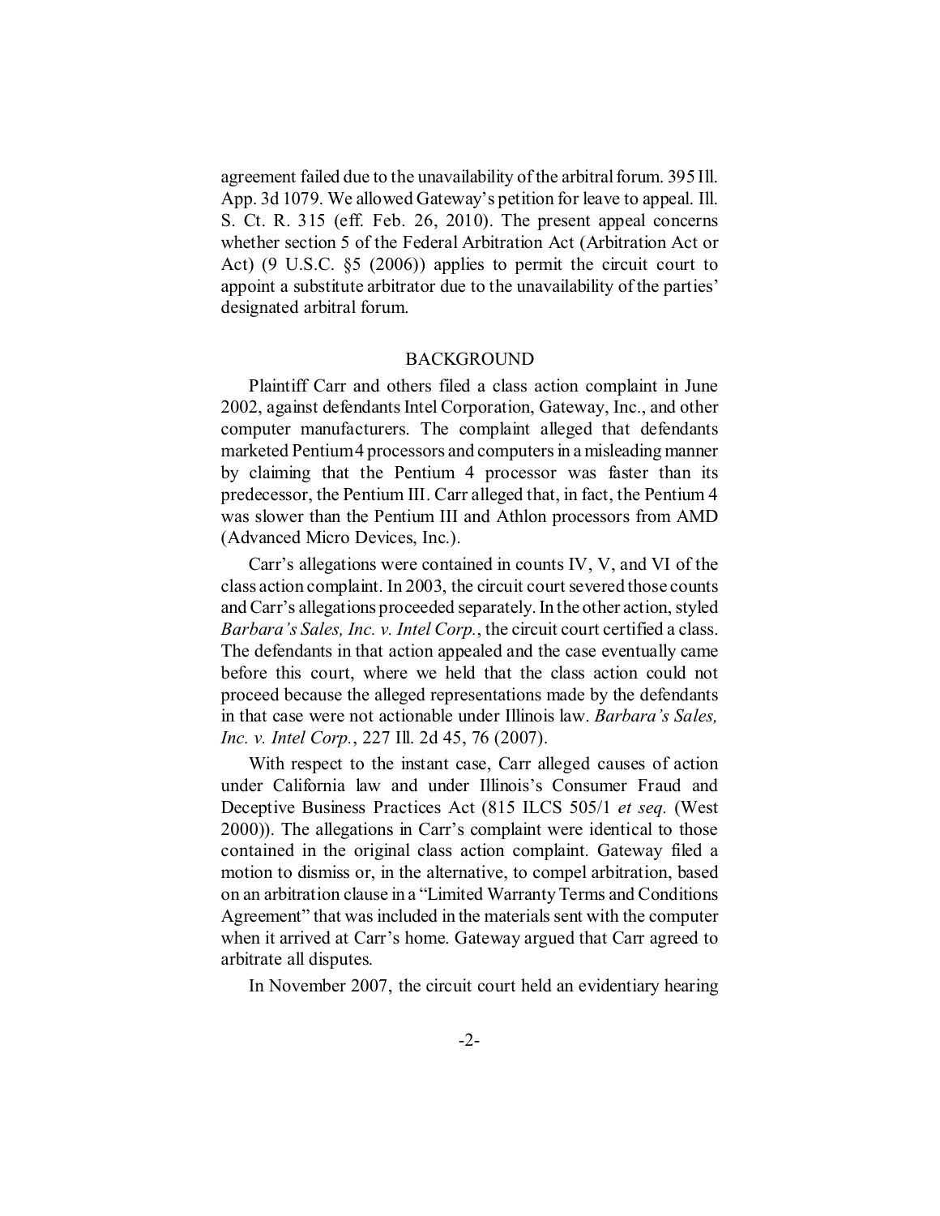agreement failed due to the unavailability of the arbitral forum. 395 Ill. App. 3d 1079. We allowed Gateway's petition for leave to appeal. Ill. S. Ct. R. 315 (eff. Feb. 26, 2010). The present appeal concerns whether section 5 of the Federal Arbitration Act (Arbitration Act or Act) (9 U.S.C. §5 (2006)) applies to permit the circuit court to appoint a substitute arbitrator due to the unavailability of the parties' designated arbitral forum.

## BACKGROUND

Plaintiff Carr and others filed a class action complaint in June 2002, against defendants Intel Corporation, Gateway, Inc., and other computer manufacturers. The complaint alleged that defendants marketed Pentium 4 processors and computers in a misleading manner by claiming that the Pentium 4 processor was faster than its predecessor, the Pentium III. Carr alleged that, in fact, the Pentium 4 was slower than the Pentium III and Athlon processors from AMD (Advanced Micro Devices, Inc.).

Carr's allegations were contained in counts IV, V, and VI of the class action complaint. In 2003, the circuit court severed those counts and Carr's allegations proceeded separately. In the other action, styled *Barbara's Sales, Inc. v. Intel Corp.*, the circuit court certified a class. The defendants in that action appealed and the case eventually came before this court, where we held that the class action could not proceed because the alleged representations made by the defendants in that case were not actionable under Illinois law. *Barbara's Sales, Inc. v. Intel Corp.*, 227 Ill. 2d 45, 76 (2007).

With respect to the instant case, Carr alleged causes of action under California law and under Illinois's Consumer Fraud and Deceptive Business Practices Act (815 ILCS 505/1 *et seq.* (West 2000)). The allegations in Carr's complaint were identical to those contained in the original class action complaint. Gateway filed a motion to dismiss or, in the alternative, to compel arbitration, based on an arbitration clause in a "Limited Warranty Terms and Conditions Agreement" that was included in the materials sent with the computer when it arrived at Carr's home. Gateway argued that Carr agreed to arbitrate all disputes.

In November 2007, the circuit court held an evidentiary hearing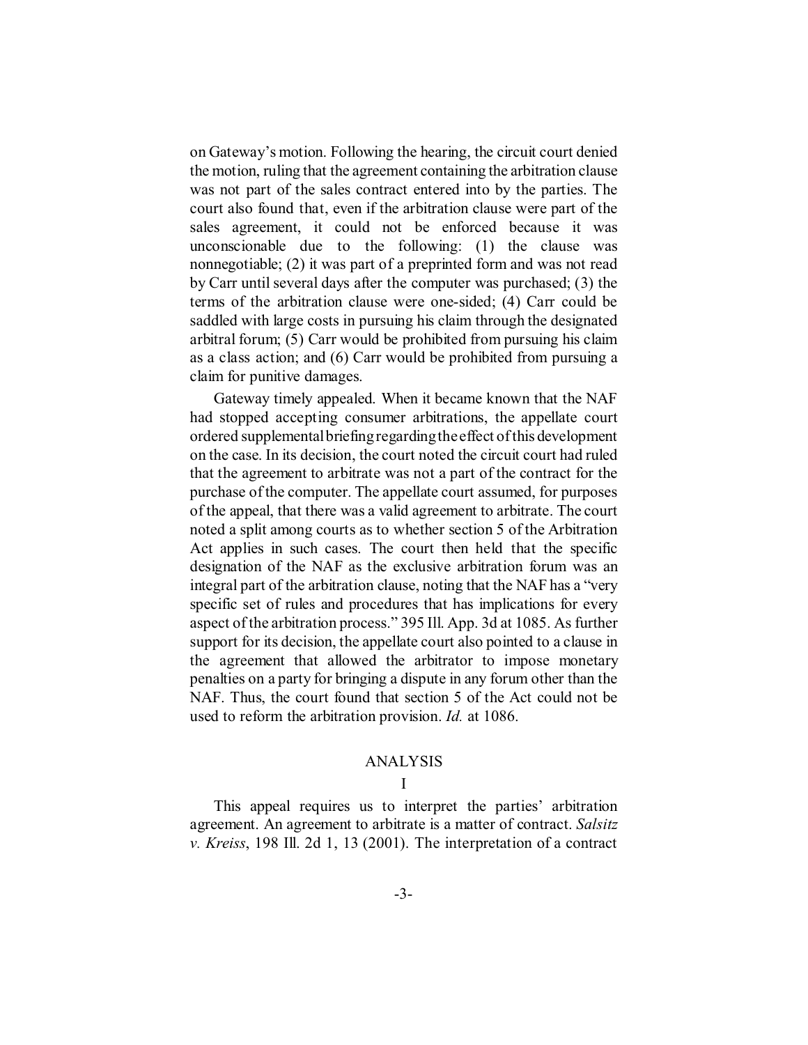on Gateway's motion. Following the hearing, the circuit court denied the motion, ruling that the agreement containing the arbitration clause was not part of the sales contract entered into by the parties. The court also found that, even if the arbitration clause were part of the sales agreement, it could not be enforced because it was unconscionable due to the following: (1) the clause was nonnegotiable; (2) it was part of a preprinted form and was not read by Carr until several days after the computer was purchased; (3) the terms of the arbitration clause were one-sided; (4) Carr could be saddled with large costs in pursuing his claim through the designated arbitral forum; (5) Carr would be prohibited from pursuing his claim as a class action; and (6) Carr would be prohibited from pursuing a claim for punitive damages.

Gateway timely appealed. When it became known that the NAF had stopped accepting consumer arbitrations, the appellate court ordered supplemental briefing regarding the effect of this development on the case. In its decision, the court noted the circuit court had ruled that the agreement to arbitrate was not a part of the contract for the purchase of the computer. The appellate court assumed, for purposes of the appeal, that there was a valid agreement to arbitrate. The court noted a split among courts as to whether section 5 of the Arbitration Act applies in such cases. The court then held that the specific designation of the NAF as the exclusive arbitration forum was an integral part of the arbitration clause, noting that the NAF has a "very specific set of rules and procedures that has implications for every aspect of the arbitration process." 395 Ill. App. 3d at 1085. As further support for its decision, the appellate court also pointed to a clause in the agreement that allowed the arbitrator to impose monetary penalties on a party for bringing a dispute in any forum other than the NAF. Thus, the court found that section 5 of the Act could not be used to reform the arbitration provision. *Id.* at 1086.

## ANALYSIS

### I

This appeal requires us to interpret the parties' arbitration agreement. An agreement to arbitrate is a matter of contract. *Salsitz v. Kreiss*, 198 Ill. 2d 1, 13 (2001). The interpretation of a contract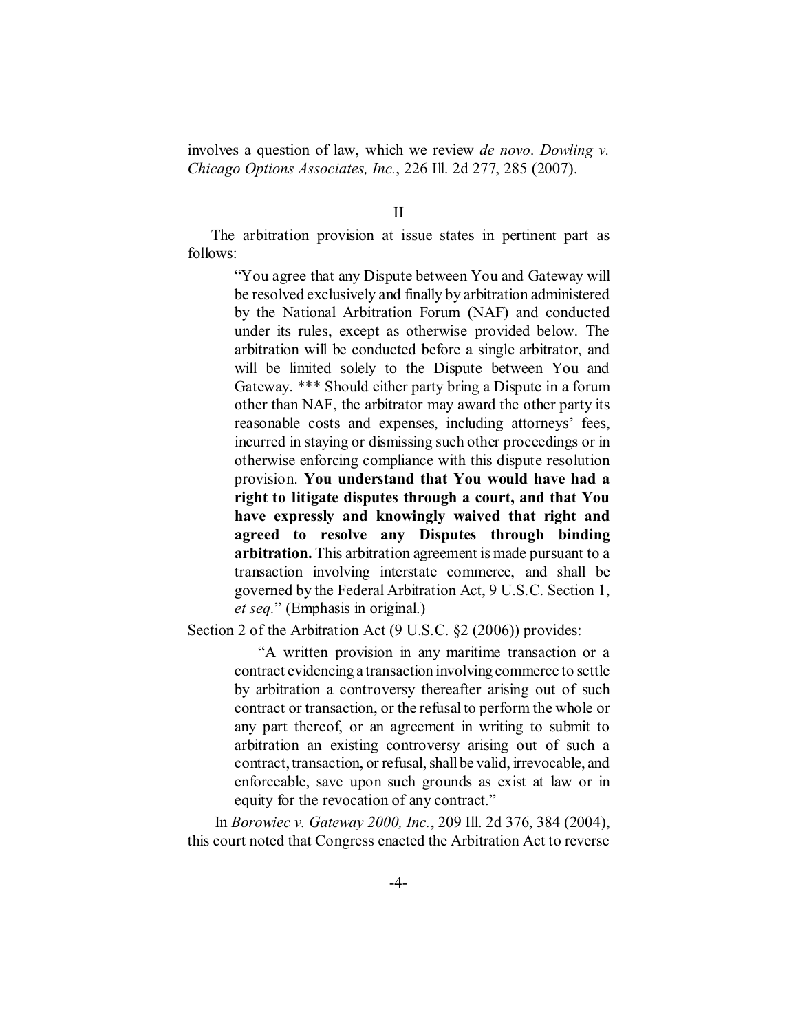involves a question of law, which we review *de novo*. *Dowling v. Chicago Options Associates, Inc.*, 226 Ill. 2d 277, 285 (2007).

## II

The arbitration provision at issue states in pertinent part as follows:

> "You agree that any Dispute between You and Gateway will be resolved exclusively and finally by arbitration administered by the National Arbitration Forum (NAF) and conducted under its rules, except as otherwise provided below. The arbitration will be conducted before a single arbitrator, and will be limited solely to the Dispute between You and Gateway. *** Should either party bring a Dispute in a forum other than NAF, the arbitrator may award the other party its reasonable costs and expenses, including attorneys' fees, incurred in staying or dismissing such other proceedings or in otherwise enforcing compliance with this dispute resolution provision. **You understand that You would have had a right to litigate disputes through a court, and that You have expressly and knowingly waived that right and agreed to resolve any Disputes through binding arbitration.** This arbitration agreement is made pursuant to a transaction involving interstate commerce, and shall be governed by the Federal Arbitration Act, 9 U.S.C. Section 1, *et seq.*" (Emphasis in original.)

Section 2 of the Arbitration Act (9 U.S.C. §2 (2006)) provides:

> "A written provision in any maritime transaction or a contract evidencing a transaction involving commerce to settle by arbitration a controversy thereafter arising out of such contract or transaction, or the refusal to perform the whole or any part thereof, or an agreement in writing to submit to arbitration an existing controversy arising out of such a contract, transaction, or refusal, shall be valid, irrevocable, and enforceable, save upon such grounds as exist at law or in equity for the revocation of any contract."

In *Borowiec v. Gateway 2000, Inc.*, 209 Ill. 2d 376, 384 (2004), this court noted that Congress enacted the Arbitration Act to reverse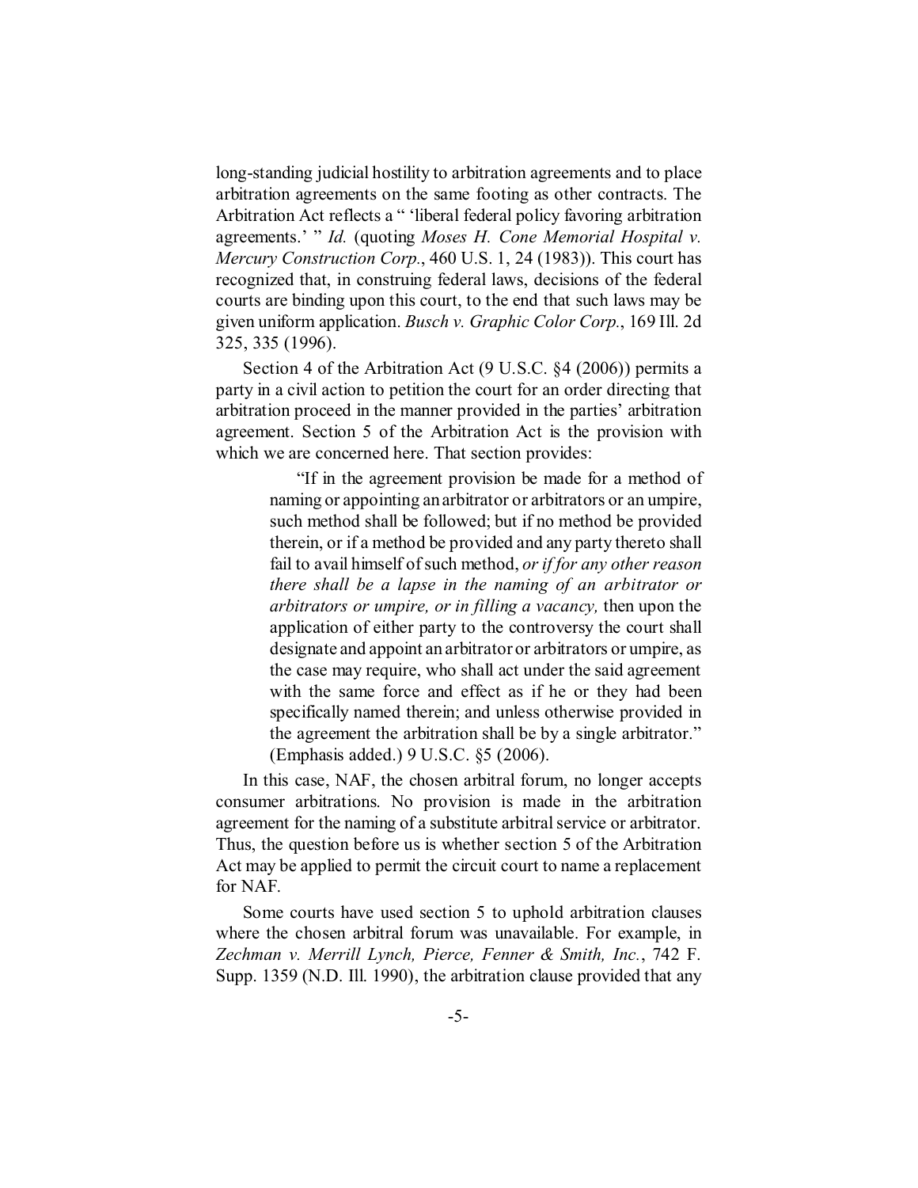long-standing judicial hostility to arbitration agreements and to place arbitration agreements on the same footing as other contracts. The Arbitration Act reflects a " 'liberal federal policy favoring arbitration agreements.' " *Id.* (quoting *Moses H. Cone Memorial Hospital v. Mercury Construction Corp.*, 460 U.S. 1, 24 (1983)). This court has recognized that, in construing federal laws, decisions of the federal courts are binding upon this court, to the end that such laws may be given uniform application. *Busch v. Graphic Color Corp.*, 169 Ill. 2d 325, 335 (1996).

Section 4 of the Arbitration Act (9 U.S.C. §4 (2006)) permits a party in a civil action to petition the court for an order directing that arbitration proceed in the manner provided in the parties' arbitration agreement. Section 5 of the Arbitration Act is the provision with which we are concerned here. That section provides:

> "If in the agreement provision be made for a method of naming or appointing an arbitrator or arbitrators or an umpire, such method shall be followed; but if no method be provided therein, or if a method be provided and any party thereto shall fail to avail himself of such method, *or if for any other reason there shall be a lapse in the naming of an arbitrator or arbitrators or umpire, or in filling a vacancy,* then upon the application of either party to the controversy the court shall designate and appoint an arbitrator or arbitrators or umpire, as the case may require, who shall act under the said agreement with the same force and effect as if he or they had been specifically named therein; and unless otherwise provided in the agreement the arbitration shall be by a single arbitrator." (Emphasis added.) 9 U.S.C. §5 (2006).

In this case, NAF, the chosen arbitral forum, no longer accepts consumer arbitrations. No provision is made in the arbitration agreement for the naming of a substitute arbitral service or arbitrator. Thus, the question before us is whether section 5 of the Arbitration Act may be applied to permit the circuit court to name a replacement for NAF.

Some courts have used section 5 to uphold arbitration clauses where the chosen arbitral forum was unavailable. For example, in *Zechman v. Merrill Lynch, Pierce, Fenner & Smith, Inc.*, 742 F. Supp. 1359 (N.D. Ill. 1990), the arbitration clause provided that any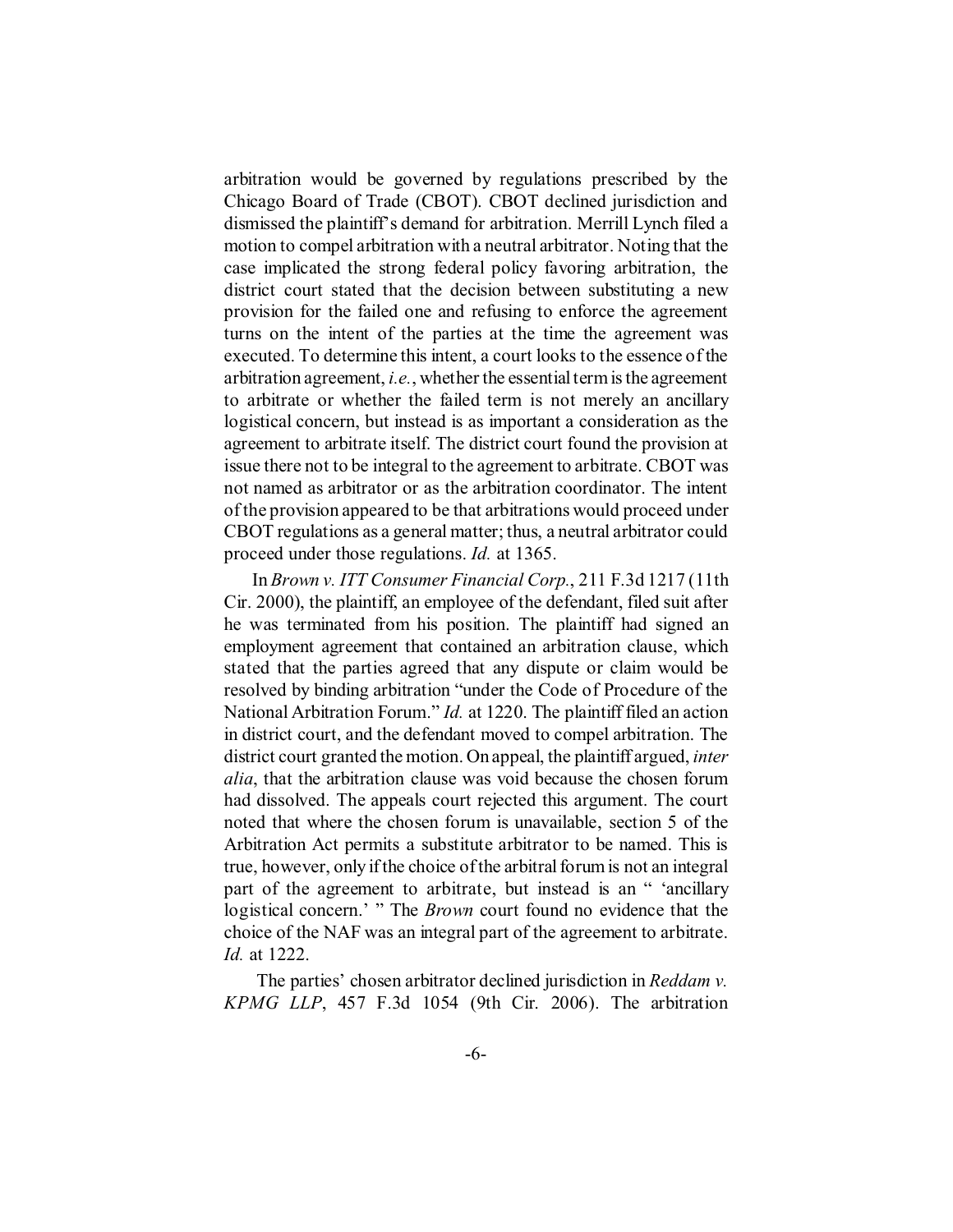arbitration would be governed by regulations prescribed by the Chicago Board of Trade (CBOT). CBOT declined jurisdiction and dismissed the plaintiff's demand for arbitration. Merrill Lynch filed a motion to compel arbitration with a neutral arbitrator. Noting that the case implicated the strong federal policy favoring arbitration, the district court stated that the decision between substituting a new provision for the failed one and refusing to enforce the agreement turns on the intent of the parties at the time the agreement was executed. To determine this intent, a court looks to the essence of the arbitration agreement, *i.e.*, whether the essential term is the agreement to arbitrate or whether the failed term is not merely an ancillary logistical concern, but instead is as important a consideration as the agreement to arbitrate itself. The district court found the provision at issue there not to be integral to the agreement to arbitrate. CBOT was not named as arbitrator or as the arbitration coordinator. The intent of the provision appeared to be that arbitrations would proceed under CBOT regulations as a general matter; thus, a neutral arbitrator could proceed under those regulations. *Id.* at 1365.

In *Brown v. ITT Consumer Financial Corp.*, 211 F.3d 1217 (11th Cir. 2000), the plaintiff, an employee of the defendant, filed suit after he was terminated from his position. The plaintiff had signed an employment agreement that contained an arbitration clause, which stated that the parties agreed that any dispute or claim would be resolved by binding arbitration "under the Code of Procedure of the National Arbitration Forum." *Id.* at 1220. The plaintiff filed an action in district court, and the defendant moved to compel arbitration. The district court granted the motion. On appeal, the plaintiff argued, *inter alia*, that the arbitration clause was void because the chosen forum had dissolved. The appeals court rejected this argument. The court noted that where the chosen forum is unavailable, section 5 of the Arbitration Act permits a substitute arbitrator to be named. This is true, however, only if the choice of the arbitral forum is not an integral part of the agreement to arbitrate, but instead is an " 'ancillary logistical concern.' " The *Brown* court found no evidence that the choice of the NAF was an integral part of the agreement to arbitrate. *Id.* at 1222.

The parties' chosen arbitrator declined jurisdiction in *Reddam v. KPMG LLP*, 457 F.3d 1054 (9th Cir. 2006). The arbitration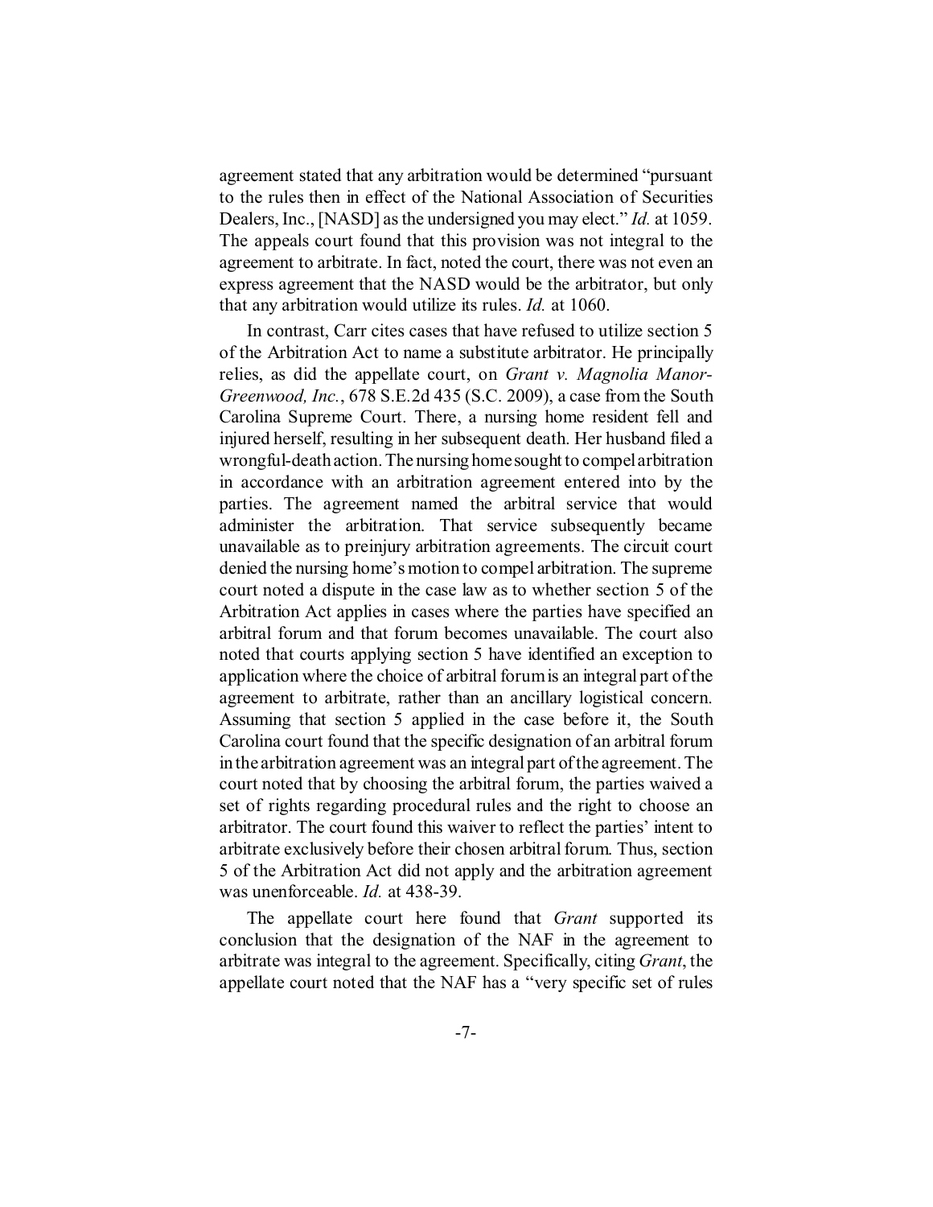agreement stated that any arbitration would be determined "pursuant to the rules then in effect of the National Association of Securities Dealers, Inc., [NASD] as the undersigned you may elect." *Id.* at 1059. The appeals court found that this provision was not integral to the agreement to arbitrate. In fact, noted the court, there was not even an express agreement that the NASD would be the arbitrator, but only that any arbitration would utilize its rules. *Id.* at 1060.

In contrast, Carr cites cases that have refused to utilize section 5 of the Arbitration Act to name a substitute arbitrator. He principally relies, as did the appellate court, on *Grant v. Magnolia Manor-Greenwood, Inc.*, 678 S.E.2d 435 (S.C. 2009), a case from the South Carolina Supreme Court. There, a nursing home resident fell and injured herself, resulting in her subsequent death. Her husband filed a wrongful-death action. The nursing home sought to compel arbitration in accordance with an arbitration agreement entered into by the parties. The agreement named the arbitral service that would administer the arbitration. That service subsequently became unavailable as to preinjury arbitration agreements. The circuit court denied the nursing home's motion to compel arbitration. The supreme court noted a dispute in the case law as to whether section 5 of the Arbitration Act applies in cases where the parties have specified an arbitral forum and that forum becomes unavailable. The court also noted that courts applying section 5 have identified an exception to application where the choice of arbitral forum is an integral part of the agreement to arbitrate, rather than an ancillary logistical concern. Assuming that section 5 applied in the case before it, the South Carolina court found that the specific designation of an arbitral forum in the arbitration agreement was an integral part of the agreement. The court noted that by choosing the arbitral forum, the parties waived a set of rights regarding procedural rules and the right to choose an arbitrator. The court found this waiver to reflect the parties' intent to arbitrate exclusively before their chosen arbitral forum. Thus, section 5 of the Arbitration Act did not apply and the arbitration agreement was unenforceable. *Id.* at 438-39.

The appellate court here found that *Grant* supported its conclusion that the designation of the NAF in the agreement to arbitrate was integral to the agreement. Specifically, citing *Grant*, the appellate court noted that the NAF has a "very specific set of rules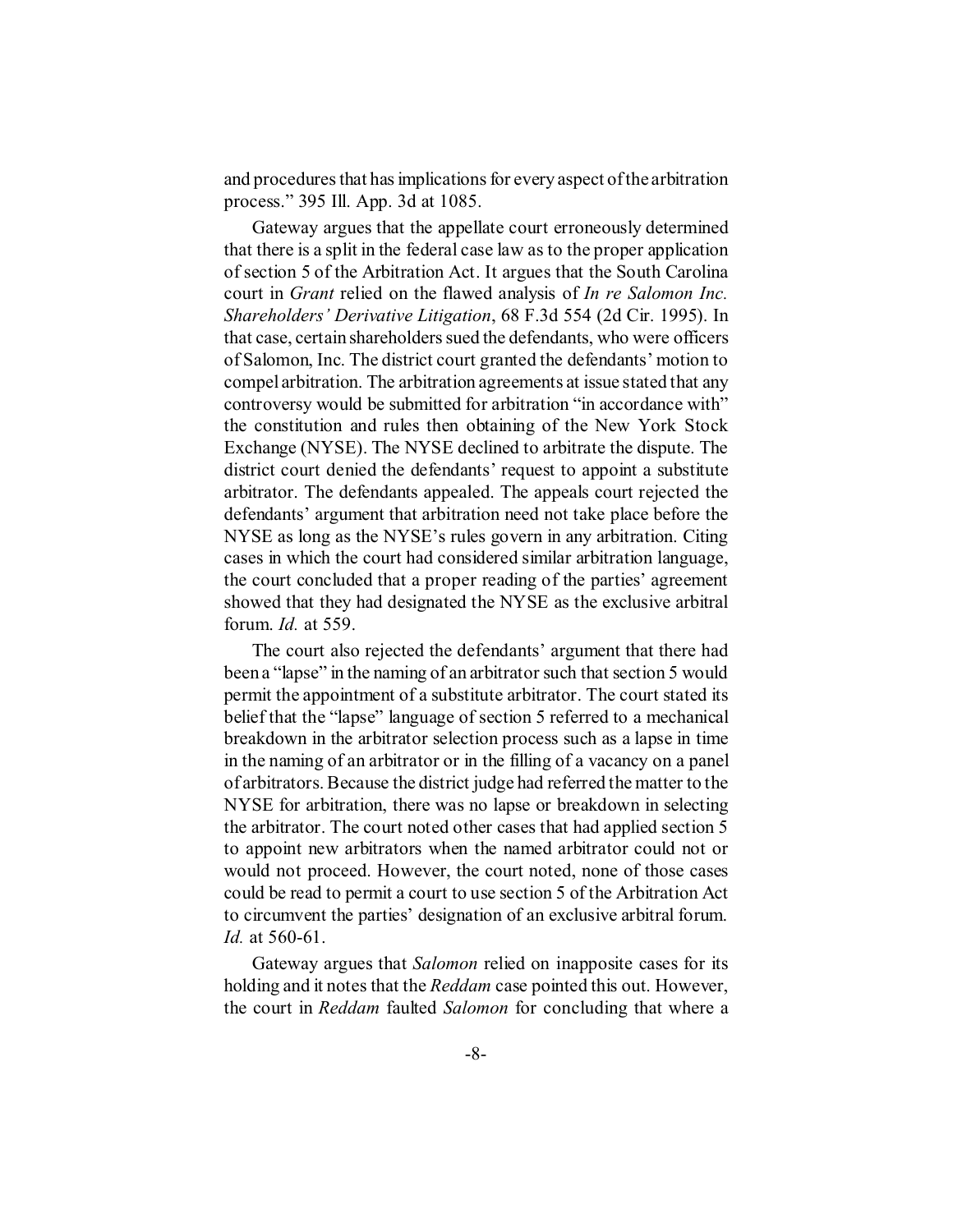and procedures that has implications for every aspect of the arbitration process." 395 Ill. App. 3d at 1085.

Gateway argues that the appellate court erroneously determined that there is a split in the federal case law as to the proper application of section 5 of the Arbitration Act. It argues that the South Carolina court in *Grant* relied on the flawed analysis of *In re Salomon Inc. Shareholders' Derivative Litigation*, 68 F.3d 554 (2d Cir. 1995). In that case, certain shareholders sued the defendants, who were officers of Salomon, Inc. The district court granted the defendants' motion to compel arbitration. The arbitration agreements at issue stated that any controversy would be submitted for arbitration "in accordance with" the constitution and rules then obtaining of the New York Stock Exchange (NYSE). The NYSE declined to arbitrate the dispute. The district court denied the defendants' request to appoint a substitute arbitrator. The defendants appealed. The appeals court rejected the defendants' argument that arbitration need not take place before the NYSE as long as the NYSE's rules govern in any arbitration. Citing cases in which the court had considered similar arbitration language, the court concluded that a proper reading of the parties' agreement showed that they had designated the NYSE as the exclusive arbitral forum. *Id.* at 559.

The court also rejected the defendants' argument that there had been a "lapse" in the naming of an arbitrator such that section 5 would permit the appointment of a substitute arbitrator. The court stated its belief that the "lapse" language of section 5 referred to a mechanical breakdown in the arbitrator selection process such as a lapse in time in the naming of an arbitrator or in the filling of a vacancy on a panel of arbitrators. Because the district judge had referred the matter to the NYSE for arbitration, there was no lapse or breakdown in selecting the arbitrator. The court noted other cases that had applied section 5 to appoint new arbitrators when the named arbitrator could not or would not proceed. However, the court noted, none of those cases could be read to permit a court to use section 5 of the Arbitration Act to circumvent the parties' designation of an exclusive arbitral forum. *Id.* at 560-61.

Gateway argues that *Salomon* relied on inapposite cases for its holding and it notes that the *Reddam* case pointed this out. However, the court in *Reddam* faulted *Salomon* for concluding that where a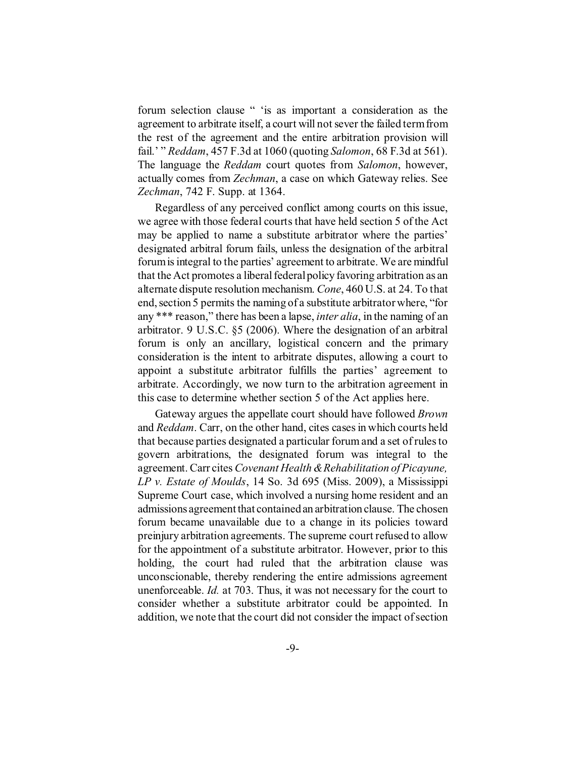forum selection clause " 'is as important a consideration as the agreement to arbitrate itself, a court will not sever the failed term from the rest of the agreement and the entire arbitration provision will fail.' " *Reddam*, 457 F.3d at 1060 (quoting *Salomon*, 68 F.3d at 561). The language the *Reddam* court quotes from *Salomon*, however, actually comes from *Zechman*, a case on which Gateway relies. See *Zechman*, 742 F. Supp. at 1364.

Regardless of any perceived conflict among courts on this issue, we agree with those federal courts that have held section 5 of the Act may be applied to name a substitute arbitrator where the parties' designated arbitral forum fails, unless the designation of the arbitral forum is integral to the parties' agreement to arbitrate. We are mindful that the Act promotes a liberal federal policy favoring arbitration as an alternate dispute resolution mechanism. *Cone*, 460 U.S. at 24. To that end, section 5 permits the naming of a substitute arbitrator where, "for any *** reason," there has been a lapse, *inter alia*, in the naming of an arbitrator. 9 U.S.C. §5 (2006). Where the designation of an arbitral forum is only an ancillary, logistical concern and the primary consideration is the intent to arbitrate disputes, allowing a court to appoint a substitute arbitrator fulfills the parties' agreement to arbitrate. Accordingly, we now turn to the arbitration agreement in this case to determine whether section 5 of the Act applies here.

Gateway argues the appellate court should have followed *Brown* and *Reddam*. Carr, on the other hand, cites cases in which courts held that because parties designated a particular forum and a set of rules to govern arbitrations, the designated forum was integral to the agreement. Carr cites *Covenant Health & Rehabilitation of Picayune, LP v. Estate of Moulds*, 14 So. 3d 695 (Miss. 2009), a Mississippi Supreme Court case, which involved a nursing home resident and an admissions agreement that contained an arbitration clause. The chosen forum became unavailable due to a change in its policies toward preinjury arbitration agreements. The supreme court refused to allow for the appointment of a substitute arbitrator. However, prior to this holding, the court had ruled that the arbitration clause was unconscionable, thereby rendering the entire admissions agreement unenforceable. *Id.* at 703. Thus, it was not necessary for the court to consider whether a substitute arbitrator could be appointed. In addition, we note that the court did not consider the impact of section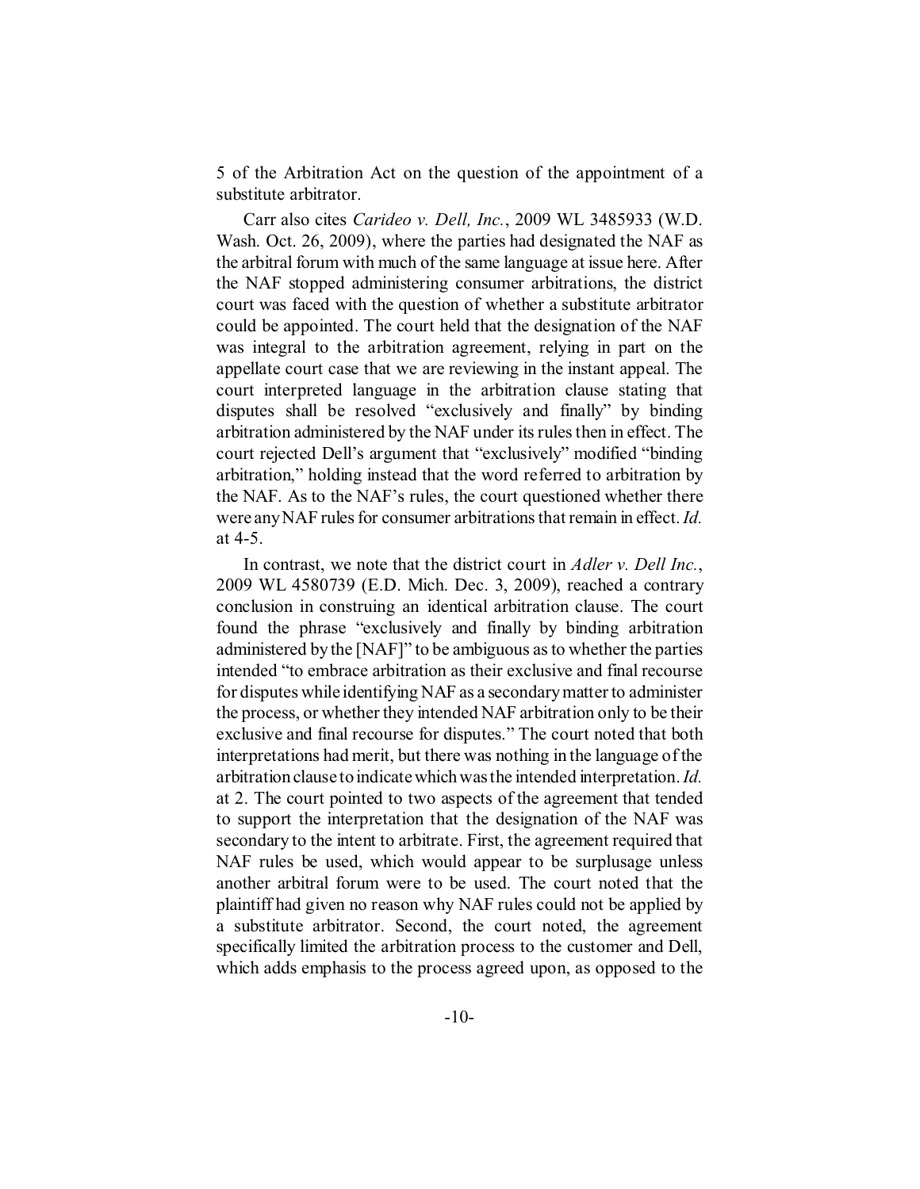5 of the Arbitration Act on the question of the appointment of a substitute arbitrator.

Carr also cites *Carideo v. Dell, Inc.*, 2009 WL 3485933 (W.D. Wash. Oct. 26, 2009), where the parties had designated the NAF as the arbitral forum with much of the same language at issue here. After the NAF stopped administering consumer arbitrations, the district court was faced with the question of whether a substitute arbitrator could be appointed. The court held that the designation of the NAF was integral to the arbitration agreement, relying in part on the appellate court case that we are reviewing in the instant appeal. The court interpreted language in the arbitration clause stating that disputes shall be resolved "exclusively and finally" by binding arbitration administered by the NAF under its rules then in effect. The court rejected Dell's argument that "exclusively" modified "binding arbitration," holding instead that the word referred to arbitration by the NAF. As to the NAF's rules, the court questioned whether there were any NAF rules for consumer arbitrations that remain in effect. *Id.* at 4-5.

In contrast, we note that the district court in *Adler v. Dell Inc.*, 2009 WL 4580739 (E.D. Mich. Dec. 3, 2009), reached a contrary conclusion in construing an identical arbitration clause. The court found the phrase "exclusively and finally by binding arbitration administered by the [NAF]" to be ambiguous as to whether the parties intended "to embrace arbitration as their exclusive and final recourse for disputes while identifying NAF as a secondary matter to administer the process, or whether they intended NAF arbitration only to be their exclusive and final recourse for disputes." The court noted that both interpretations had merit, but there was nothing in the language of the arbitration clause to indicate which was the intended interpretation. *Id.* at 2. The court pointed to two aspects of the agreement that tended to support the interpretation that the designation of the NAF was secondary to the intent to arbitrate. First, the agreement required that NAF rules be used, which would appear to be surplusage unless another arbitral forum were to be used. The court noted that the plaintiff had given no reason why NAF rules could not be applied by a substitute arbitrator. Second, the court noted, the agreement specifically limited the arbitration process to the customer and Dell, which adds emphasis to the process agreed upon, as opposed to the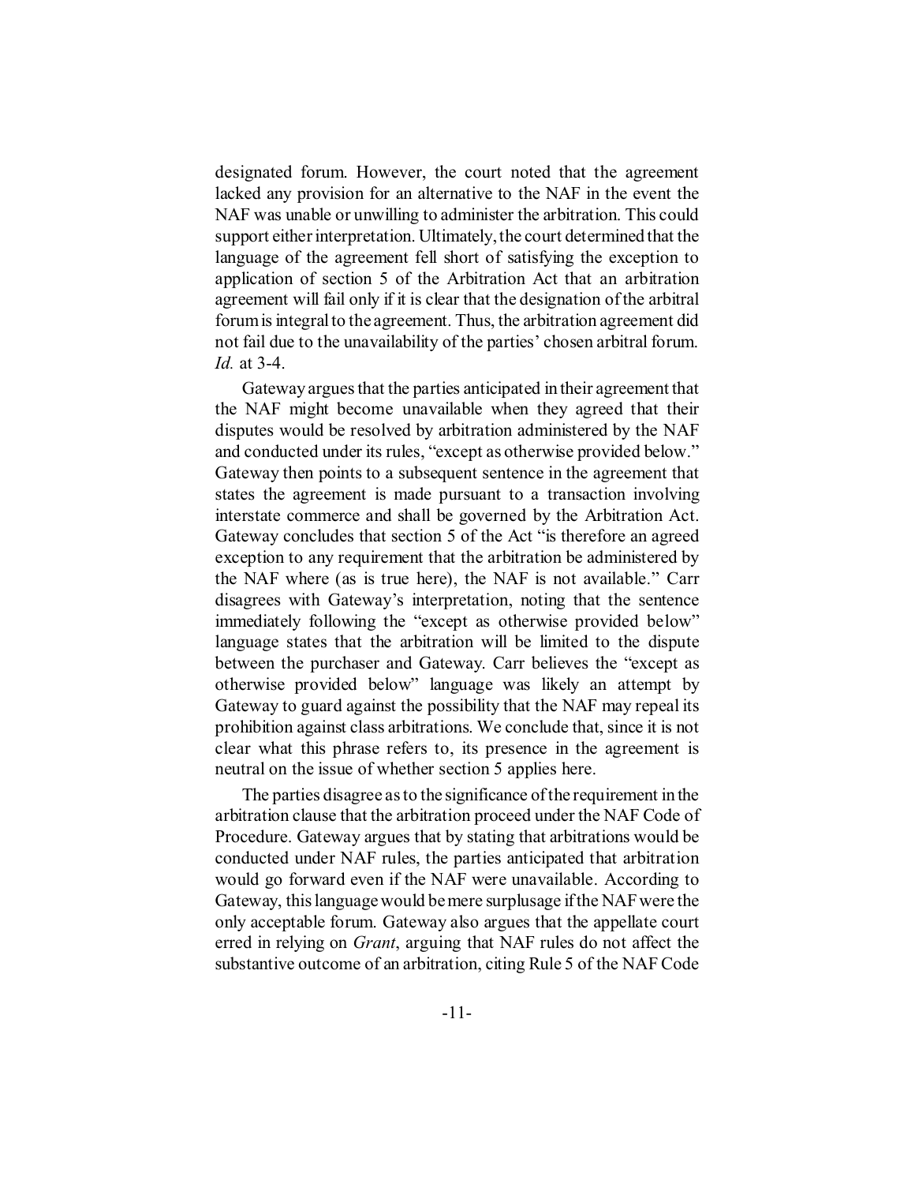designated forum. However, the court noted that the agreement lacked any provision for an alternative to the NAF in the event the NAF was unable or unwilling to administer the arbitration. This could support either interpretation. Ultimately, the court determined that the language of the agreement fell short of satisfying the exception to application of section 5 of the Arbitration Act that an arbitration agreement will fail only if it is clear that the designation of the arbitral forum is integral to the agreement. Thus, the arbitration agreement did not fail due to the unavailability of the parties' chosen arbitral forum. *Id.* at 3-4.

Gateway argues that the parties anticipated in their agreement that the NAF might become unavailable when they agreed that their disputes would be resolved by arbitration administered by the NAF and conducted under its rules, "except as otherwise provided below." Gateway then points to a subsequent sentence in the agreement that states the agreement is made pursuant to a transaction involving interstate commerce and shall be governed by the Arbitration Act. Gateway concludes that section 5 of the Act "is therefore an agreed exception to any requirement that the arbitration be administered by the NAF where (as is true here), the NAF is not available." Carr disagrees with Gateway's interpretation, noting that the sentence immediately following the "except as otherwise provided below" language states that the arbitration will be limited to the dispute between the purchaser and Gateway. Carr believes the "except as otherwise provided below" language was likely an attempt by Gateway to guard against the possibility that the NAF may repeal its prohibition against class arbitrations. We conclude that, since it is not clear what this phrase refers to, its presence in the agreement is neutral on the issue of whether section 5 applies here.

The parties disagree as to the significance of the requirement in the arbitration clause that the arbitration proceed under the NAF Code of Procedure. Gateway argues that by stating that arbitrations would be conducted under NAF rules, the parties anticipated that arbitration would go forward even if the NAF were unavailable. According to Gateway, this language would be mere surplusage if the NAF were the only acceptable forum. Gateway also argues that the appellate court erred in relying on *Grant*, arguing that NAF rules do not affect the substantive outcome of an arbitration, citing Rule 5 of the NAF Code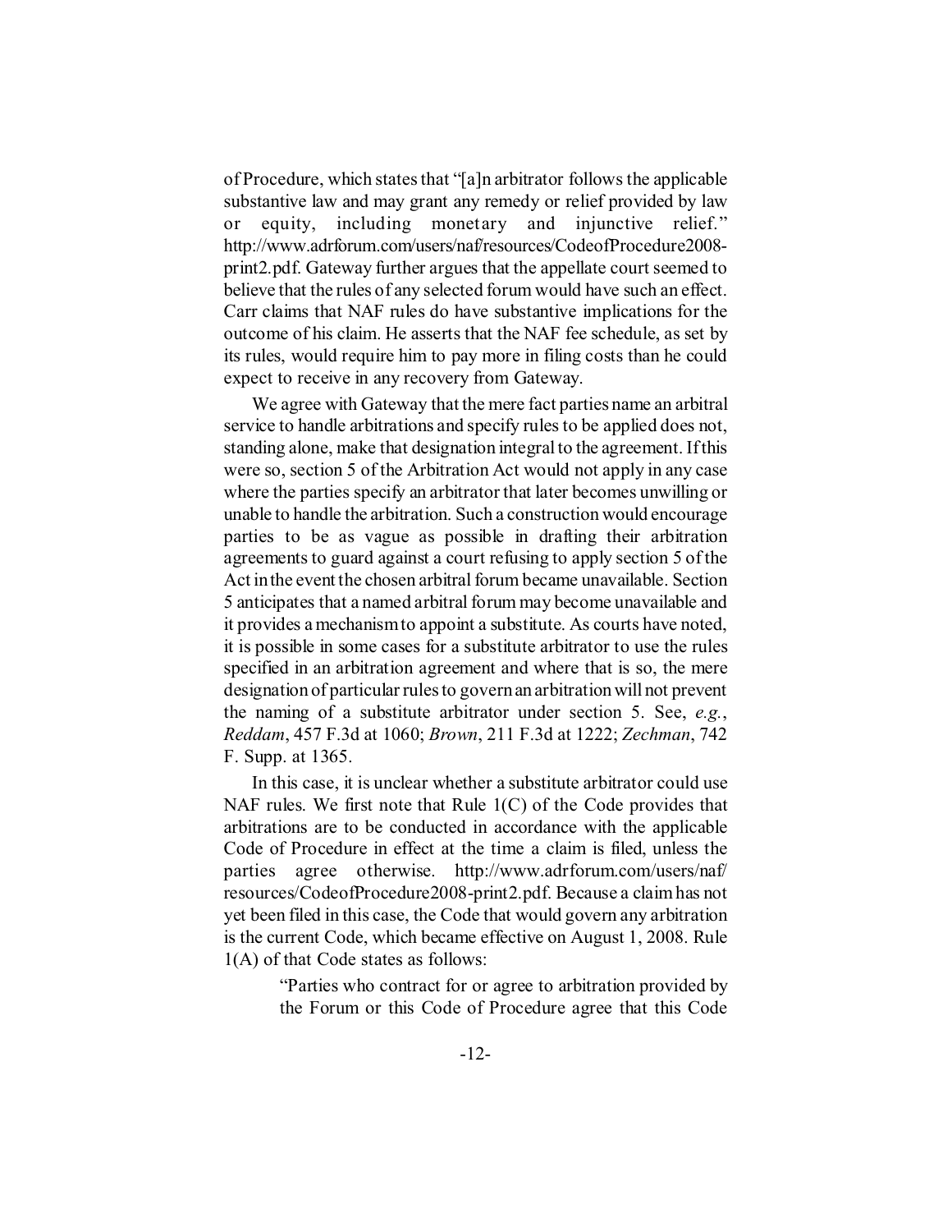of Procedure, which states that "[a]n arbitrator follows the applicable substantive law and may grant any remedy or relief provided by law or equity, including monetary and injunctive relief." http://www.adrforum.com/users/naf/resources/CodeofProcedure2008-print2.pdf. Gateway further argues that the appellate court seemed to believe that the rules of any selected forum would have such an effect. Carr claims that NAF rules do have substantive implications for the outcome of his claim. He asserts that the NAF fee schedule, as set by its rules, would require him to pay more in filing costs than he could expect to receive in any recovery from Gateway.

We agree with Gateway that the mere fact parties name an arbitral service to handle arbitrations and specify rules to be applied does not, standing alone, make that designation integral to the agreement. If this were so, section 5 of the Arbitration Act would not apply in any case where the parties specify an arbitrator that later becomes unwilling or unable to handle the arbitration. Such a construction would encourage parties to be as vague as possible in drafting their arbitration agreements to guard against a court refusing to apply section 5 of the Act in the event the chosen arbitral forum became unavailable. Section 5 anticipates that a named arbitral forum may become unavailable and it provides a mechanism to appoint a substitute. As courts have noted, it is possible in some cases for a substitute arbitrator to use the rules specified in an arbitration agreement and where that is so, the mere designation of particular rules to govern an arbitration will not prevent the naming of a substitute arbitrator under section 5. See, *e.g.*, *Reddam*, 457 F.3d at 1060; *Brown*, 211 F.3d at 1222; *Zechman*, 742 F. Supp. at 1365.

In this case, it is unclear whether a substitute arbitrator could use NAF rules. We first note that Rule 1(C) of the Code provides that arbitrations are to be conducted in accordance with the applicable Code of Procedure in effect at the time a claim is filed, unless the parties agree otherwise. http://www.adrforum.com/users/naf/resources/CodeofProcedure2008-print2.pdf. Because a claim has not yet been filed in this case, the Code that would govern any arbitration is the current Code, which became effective on August 1, 2008. Rule 1(A) of that Code states as follows:

> "Parties who contract for or agree to arbitration provided by the Forum or this Code of Procedure agree that this Code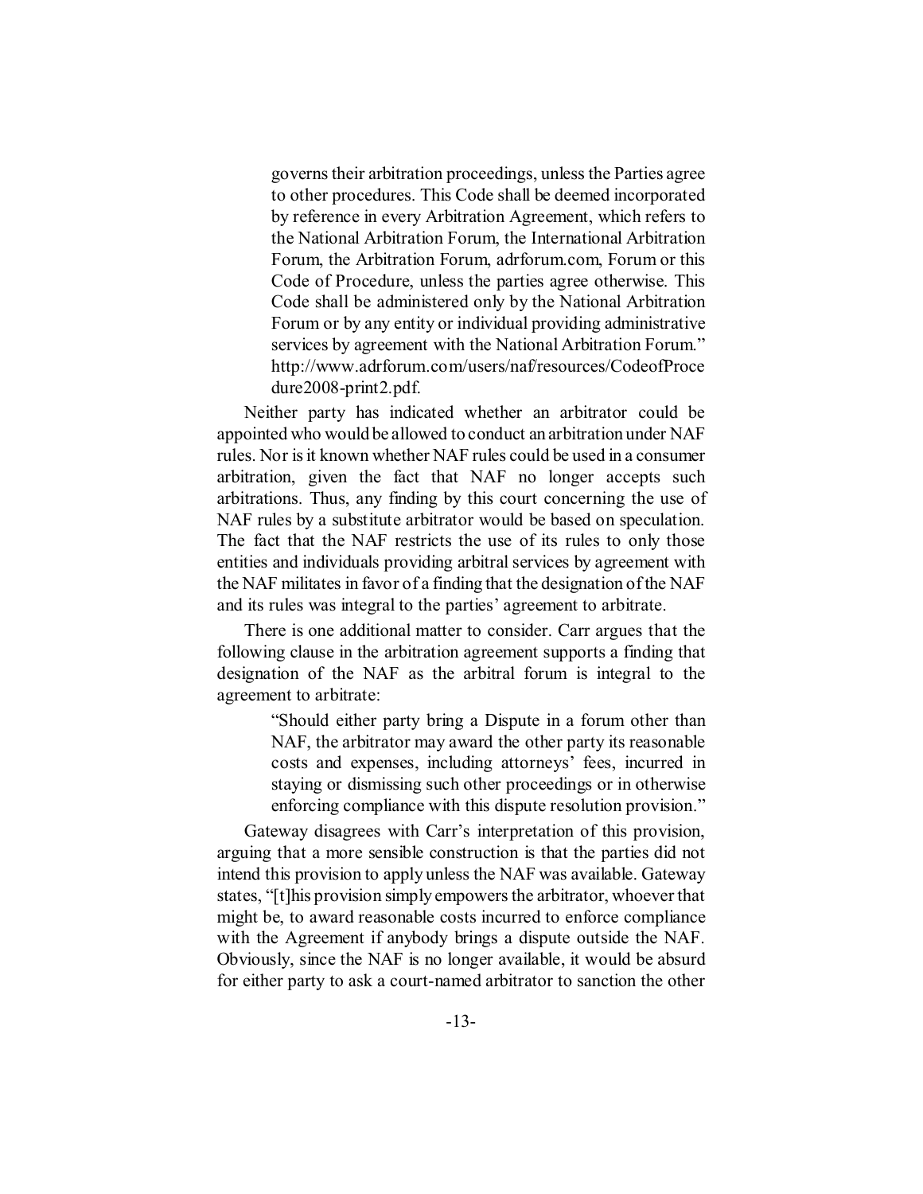> governs their arbitration proceedings, unless the Parties agree to other procedures. This Code shall be deemed incorporated by reference in every Arbitration Agreement, which refers to the National Arbitration Forum, the International Arbitration Forum, the Arbitration Forum, adrforum.com, Forum or this Code of Procedure, unless the parties agree otherwise. This Code shall be administered only by the National Arbitration Forum or by any entity or individual providing administrative services by agreement with the National Arbitration Forum." http://www.adrforum.com/users/naf/resources/CodeofProcedure2008-print2.pdf.

Neither party has indicated whether an arbitrator could be appointed who would be allowed to conduct an arbitration under NAF rules. Nor is it known whether NAF rules could be used in a consumer arbitration, given the fact that NAF no longer accepts such arbitrations. Thus, any finding by this court concerning the use of NAF rules by a substitute arbitrator would be based on speculation. The fact that the NAF restricts the use of its rules to only those entities and individuals providing arbitral services by agreement with the NAF militates in favor of a finding that the designation of the NAF and its rules was integral to the parties' agreement to arbitrate.

There is one additional matter to consider. Carr argues that the following clause in the arbitration agreement supports a finding that designation of the NAF as the arbitral forum is integral to the agreement to arbitrate:

> "Should either party bring a Dispute in a forum other than NAF, the arbitrator may award the other party its reasonable costs and expenses, including attorneys' fees, incurred in staying or dismissing such other proceedings or in otherwise enforcing compliance with this dispute resolution provision."

Gateway disagrees with Carr's interpretation of this provision, arguing that a more sensible construction is that the parties did not intend this provision to apply unless the NAF was available. Gateway states, "[t]his provision simply empowers the arbitrator, whoever that might be, to award reasonable costs incurred to enforce compliance with the Agreement if anybody brings a dispute outside the NAF. Obviously, since the NAF is no longer available, it would be absurd for either party to ask a court-named arbitrator to sanction the other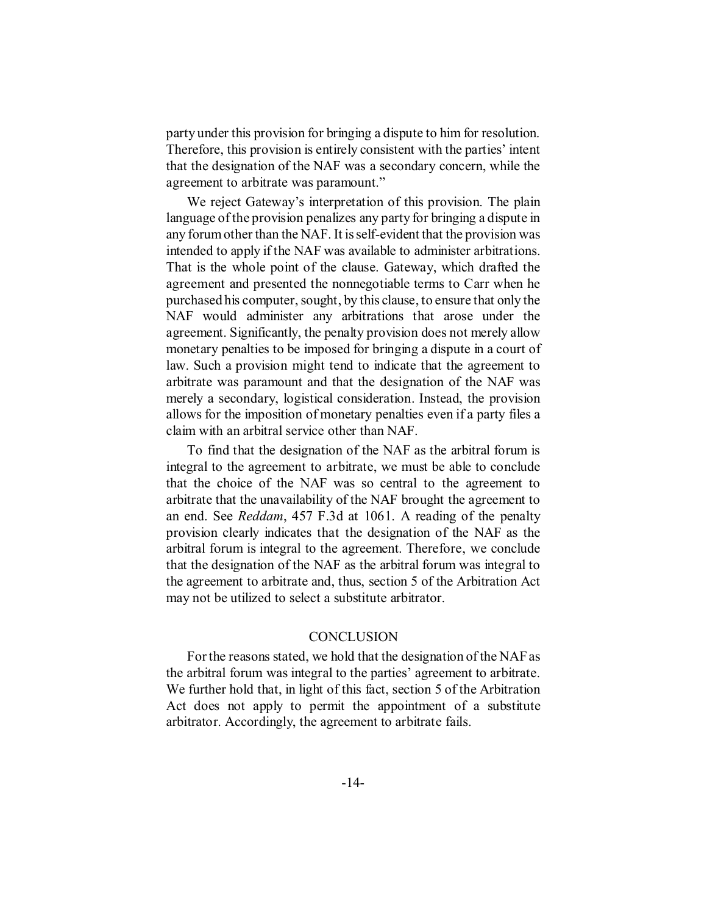party under this provision for bringing a dispute to him for resolution. Therefore, this provision is entirely consistent with the parties' intent that the designation of the NAF was a secondary concern, while the agreement to arbitrate was paramount."

We reject Gateway's interpretation of this provision. The plain language of the provision penalizes any party for bringing a dispute in any forum other than the NAF. It is self-evident that the provision was intended to apply if the NAF was available to administer arbitrations. That is the whole point of the clause. Gateway, which drafted the agreement and presented the nonnegotiable terms to Carr when he purchased his computer, sought, by this clause, to ensure that only the NAF would administer any arbitrations that arose under the agreement. Significantly, the penalty provision does not merely allow monetary penalties to be imposed for bringing a dispute in a court of law. Such a provision might tend to indicate that the agreement to arbitrate was paramount and that the designation of the NAF was merely a secondary, logistical consideration. Instead, the provision allows for the imposition of monetary penalties even if a party files a claim with an arbitral service other than NAF.

To find that the designation of the NAF as the arbitral forum is integral to the agreement to arbitrate, we must be able to conclude that the choice of the NAF was so central to the agreement to arbitrate that the unavailability of the NAF brought the agreement to an end. See *Reddam*, 457 F.3d at 1061. A reading of the penalty provision clearly indicates that the designation of the NAF as the arbitral forum is integral to the agreement. Therefore, we conclude that the designation of the NAF as the arbitral forum was integral to the agreement to arbitrate and, thus, section 5 of the Arbitration Act may not be utilized to select a substitute arbitrator.

## CONCLUSION

For the reasons stated, we hold that the designation of the NAF as the arbitral forum was integral to the parties' agreement to arbitrate. We further hold that, in light of this fact, section 5 of the Arbitration Act does not apply to permit the appointment of a substitute arbitrator. Accordingly, the agreement to arbitrate fails.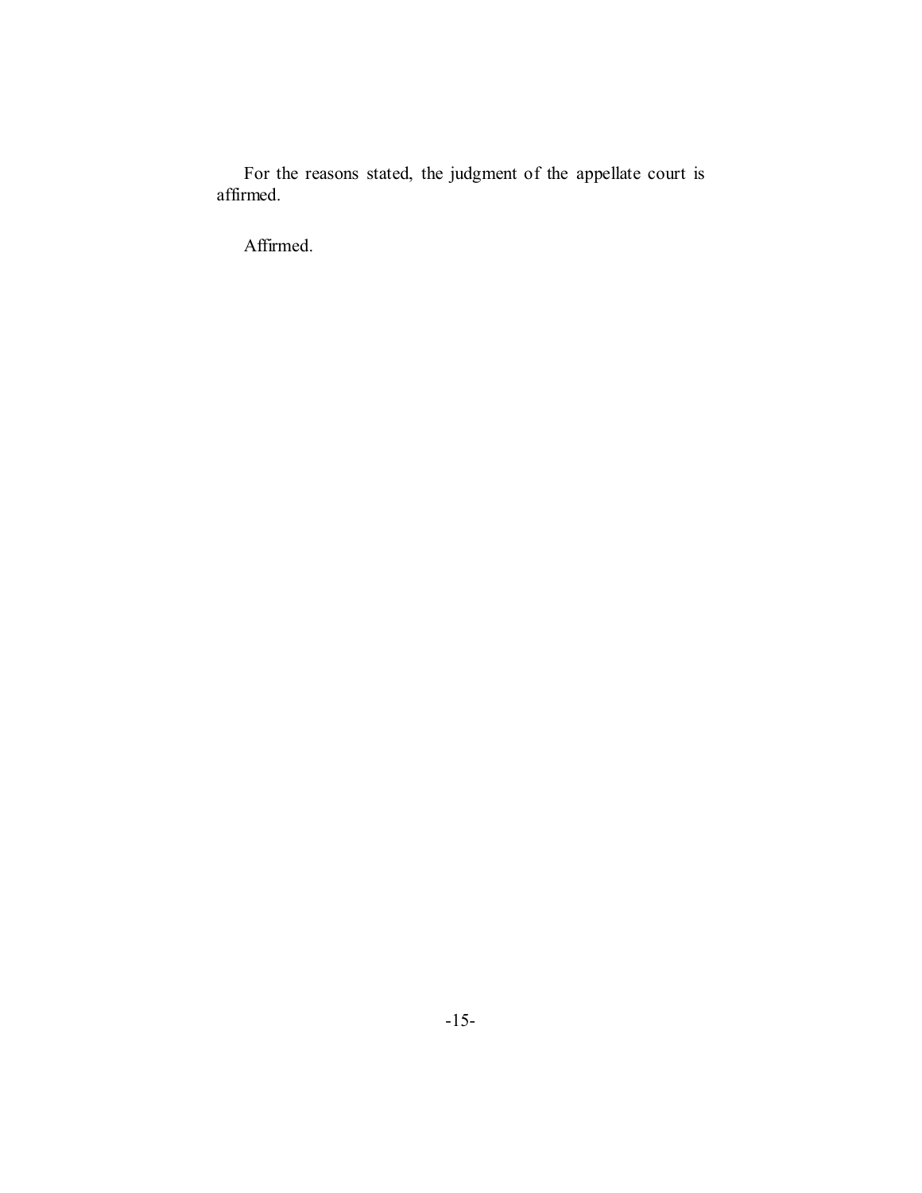For the reasons stated, the judgment of the appellate court is affirmed.

Affirmed.